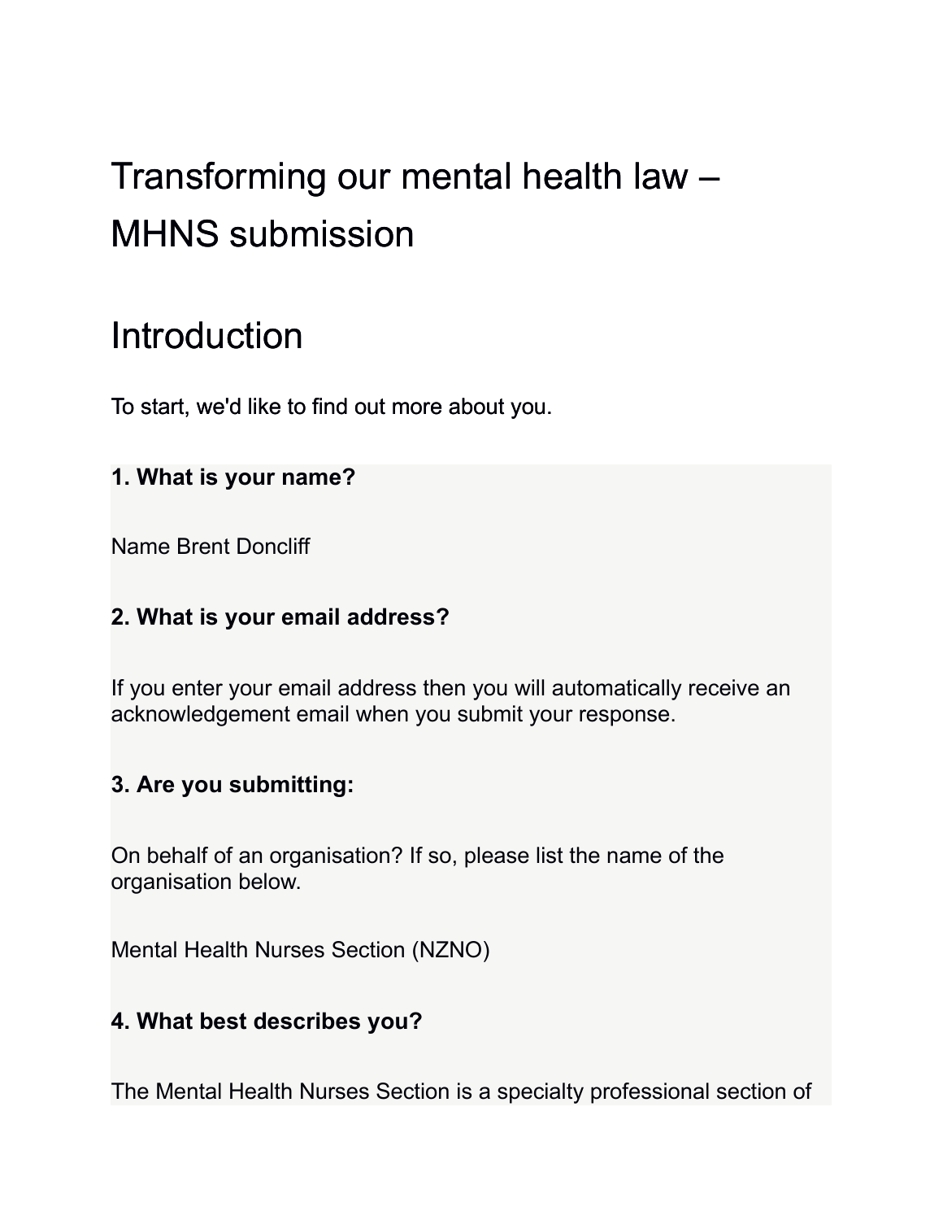# Transforming our mental health law – MHNS submission

## Introduction

To start, we'd like to find out more about you.

**1. What is your name?**

Name Brent Doncliff

**2. What is your email address?**

If you enter your email address then you will automatically receive an acknowledgement email when you submit your response.

**3. Are you submitting:**

On behalf of an organisation? If so, please list the name of the organisation below.

Mental Health Nurses Section (NZNO)

**4. What best describes you?**

The Mental Health Nurses Section is a specialty professional section of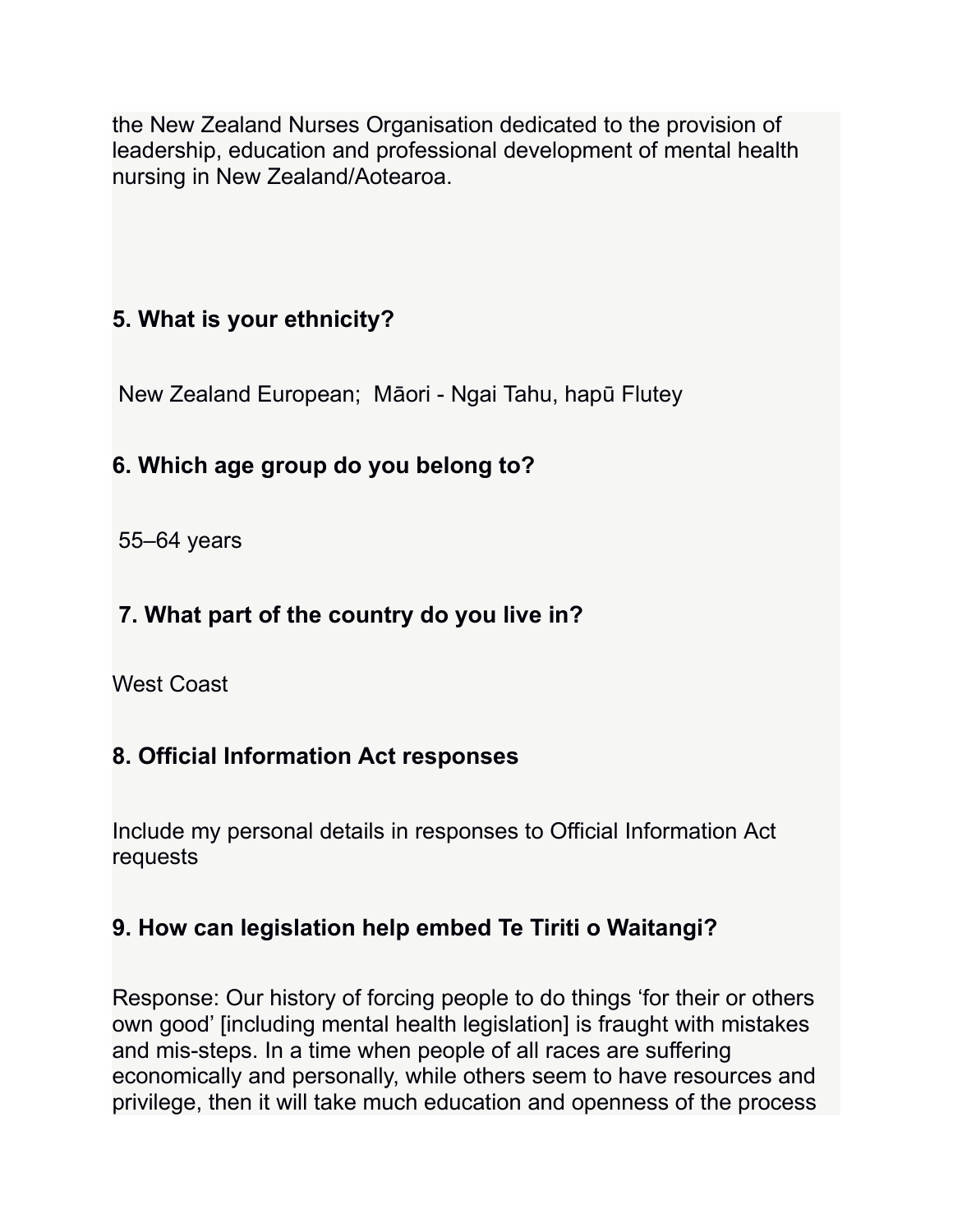the New Zealand Nurses Organisation dedicated to the provision of leadership, education and professional development of mental health nursing in New Zealand/Aotearoa.

**5. What is your ethnicity?**

New Zealand European; Māori - Ngai Tahu, hapū Flutey

**6. Which age group do you belong to?**

55–64 years

**7. What part of the country do you live in?**

West Coast

**8. Official Information Act responses**

Include my personal details in responses to Official Information Act requests

**9. How can legislation help embed Te Tiriti o Waitangi?**

Response: Our history of forcing people to do things 'for their or others own good' [including mental health legislation] is fraught with mistakes and mis-steps. In a time when people of all races are suffering economically and personally, while others seem to have resources and privilege, then it will take much education and openness of the process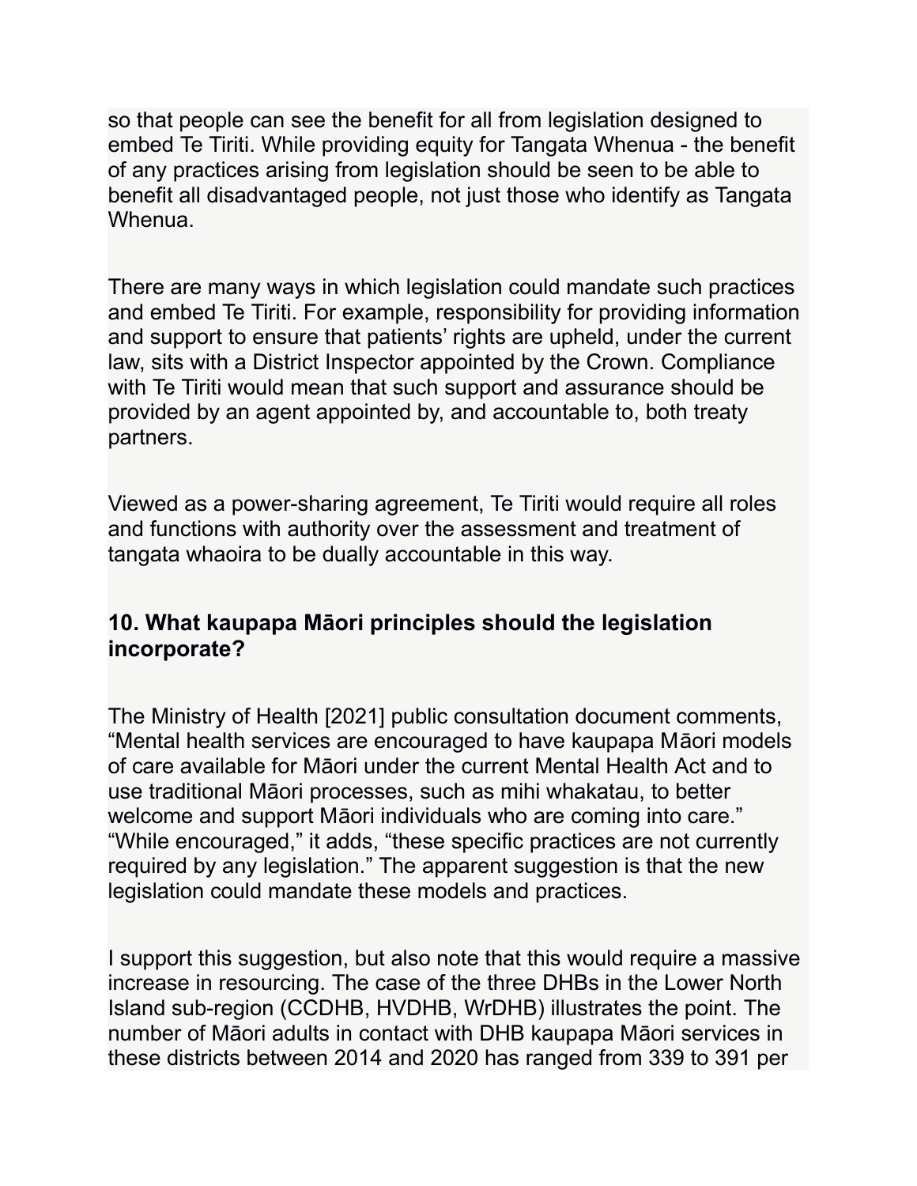so that people can see the benefit for all from legislation designed to embed Te Tiriti. While providing equity for Tangata Whenua - the benefit of any practices arising from legislation should be seen to be able to benefit all disadvantaged people, not just those who identify as Tangata Whenua.

There are many ways in which legislation could mandate such practices and embed Te Tiriti. For example, responsibility for providing information and support to ensure that patients' rights are upheld, under the current law, sits with a District Inspector appointed by the Crown. Compliance with Te Tiriti would mean that such support and assurance should be provided by an agent appointed by, and accountable to, both treaty partners.

Viewed as a power-sharing agreement, Te Tiriti would require all roles and functions with authority over the assessment and treatment of tangata whaoira to be dually accountable in this way.

### 10. What kaupapa Māori principles should the legislation incorporate?

The Ministry of Health [2021] public consultation document comments, "Mental health services are encouraged to have kaupapa Māori models of care available for Māori under the current Mental Health Act and to use traditional Māori processes, such as mihi whakatau, to better welcome and support Māori individuals who are coming into care." "While encouraged," it adds, "these specific practices are not currently required by any legislation." The apparent suggestion is that the new legislation could mandate these models and practices.

I support this suggestion, but also note that this would require a massive increase in resourcing. The case of the three DHBs in the Lower North Island sub-region (CCDHB, HVDHB, WrDHB) illustrates the point. The number of Māori adults in contact with DHB kaupapa Māori services in these districts between 2014 and 2020 has ranged from 339 to 391 per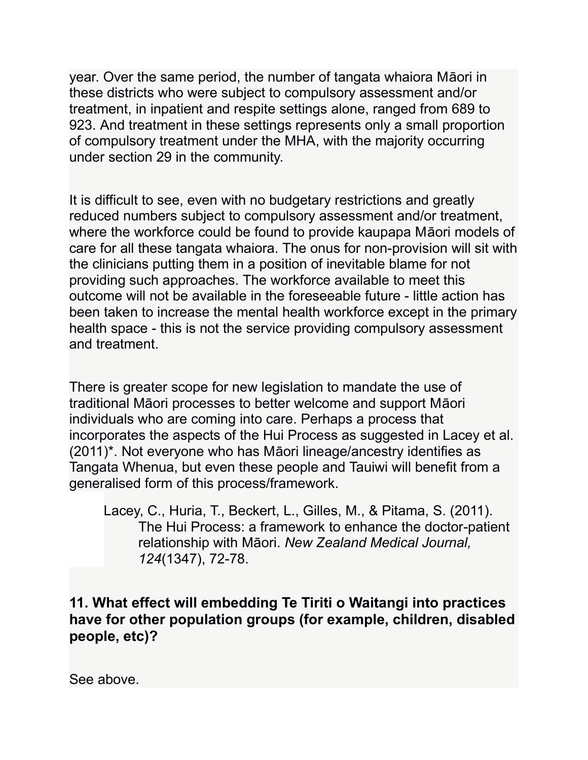year. Over the same period, the number of tangata whaiora Māori in these districts who were subject to compulsory assessment and/or treatment, in inpatient and respite settings alone, ranged from 689 to 923. And treatment in these settings represents only a small proportion of compulsory treatment under the MHA, with the majority occurring under section 29 in the community.

It is difficult to see, even with no budgetary restrictions and greatly reduced numbers subject to compulsory assessment and/or treatment, where the workforce could be found to provide kaupapa Māori models of care for all these tangata whaiora. The onus for non-provision will sit with the clinicians putting them in a position of inevitable blame for not providing such approaches. The workforce available to meet this outcome will not be available in the foreseeable future - little action has been taken to increase the mental health workforce except in the primary health space - this is not the service providing compulsory assessment and treatment.

There is greater scope for new legislation to mandate the use of traditional Māori processes to better welcome and support Māori individuals who are coming into care. Perhaps a process that incorporates the aspects of the Hui Process as suggested in Lacey et al. (2011)*. Not everyone who has Māori lineage/ancestry identifies as Tangata Whenua, but even these people and Tauiwi will benefit from a generalised form of this process/framework.

> Lacey, C., Huria, T., Beckert, L., Gilles, M., & Pitama, S. (2011). The Hui Process: a framework to enhance the doctor-patient relationship with Māori. *New Zealand Medical Journal, 124*(1347), 72-78.

**11. What effect will embedding Te Tiriti o Waitangi into practices have for other population groups (for example, children, disabled people, etc)?**

See above.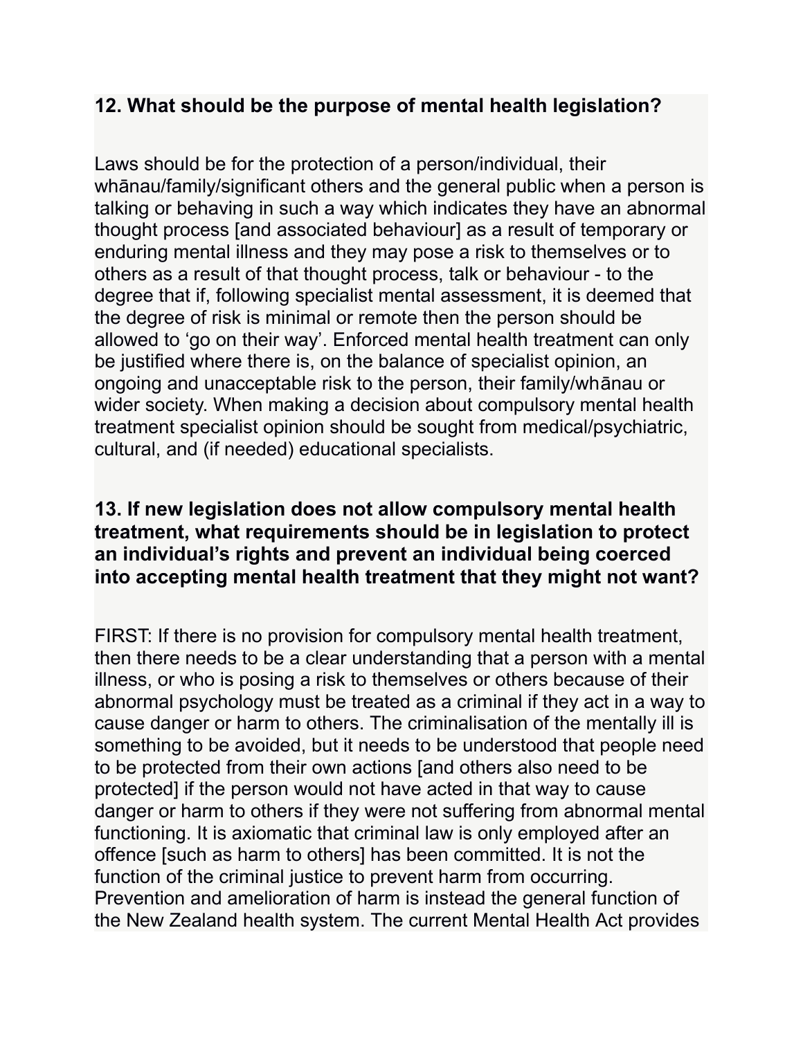**12. What should be the purpose of mental health legislation?**

Laws should be for the protection of a person/individual, their whānau/family/significant others and the general public when a person is talking or behaving in such a way which indicates they have an abnormal thought process [and associated behaviour] as a result of temporary or enduring mental illness and they may pose a risk to themselves or to others as a result of that thought process, talk or behaviour - to the degree that if, following specialist mental assessment, it is deemed that the degree of risk is minimal or remote then the person should be allowed to 'go on their way'. Enforced mental health treatment can only be justified where there is, on the balance of specialist opinion, an ongoing and unacceptable risk to the person, their family/whānau or wider society. When making a decision about compulsory mental health treatment specialist opinion should be sought from medical/psychiatric, cultural, and (if needed) educational specialists.

**13. If new legislation does not allow compulsory mental health treatment, what requirements should be in legislation to protect an individual's rights and prevent an individual being coerced into accepting mental health treatment that they might not want?**

FIRST: If there is no provision for compulsory mental health treatment, then there needs to be a clear understanding that a person with a mental illness, or who is posing a risk to themselves or others because of their abnormal psychology must be treated as a criminal if they act in a way to cause danger or harm to others. The criminalisation of the mentally ill is something to be avoided, but it needs to be understood that people need to be protected from their own actions [and others also need to be protected] if the person would not have acted in that way to cause danger or harm to others if they were not suffering from abnormal mental functioning. It is axiomatic that criminal law is only employed after an offence [such as harm to others] has been committed. It is not the function of the criminal justice to prevent harm from occurring. Prevention and amelioration of harm is instead the general function of the New Zealand health system. The current Mental Health Act provides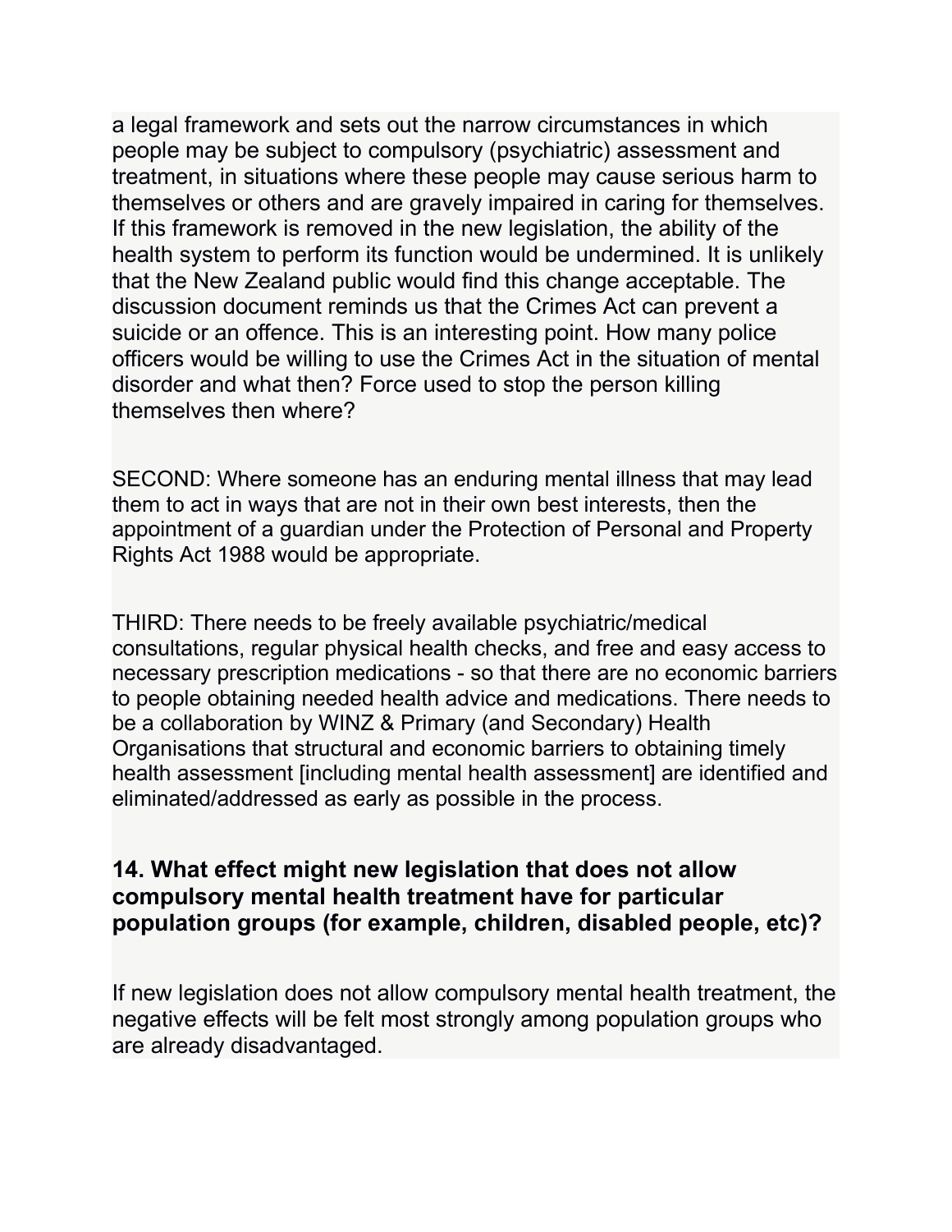a legal framework and sets out the narrow circumstances in which people may be subject to compulsory (psychiatric) assessment and treatment, in situations where these people may cause serious harm to themselves or others and are gravely impaired in caring for themselves. If this framework is removed in the new legislation, the ability of the health system to perform its function would be undermined. It is unlikely that the New Zealand public would find this change acceptable. The discussion document reminds us that the Crimes Act can prevent a suicide or an offence. This is an interesting point. How many police officers would be willing to use the Crimes Act in the situation of mental disorder and what then? Force used to stop the person killing themselves then where?

SECOND: Where someone has an enduring mental illness that may lead them to act in ways that are not in their own best interests, then the appointment of a guardian under the Protection of Personal and Property Rights Act 1988 would be appropriate.

THIRD: There needs to be freely available psychiatric/medical consultations, regular physical health checks, and free and easy access to necessary prescription medications - so that there are no economic barriers to people obtaining needed health advice and medications. There needs to be a collaboration by WINZ & Primary (and Secondary) Health Organisations that structural and economic barriers to obtaining timely health assessment [including mental health assessment] are identified and eliminated/addressed as early as possible in the process.

### 14. What effect might new legislation that does not allow compulsory mental health treatment have for particular population groups (for example, children, disabled people, etc)?

If new legislation does not allow compulsory mental health treatment, the negative effects will be felt most strongly among population groups who are already disadvantaged.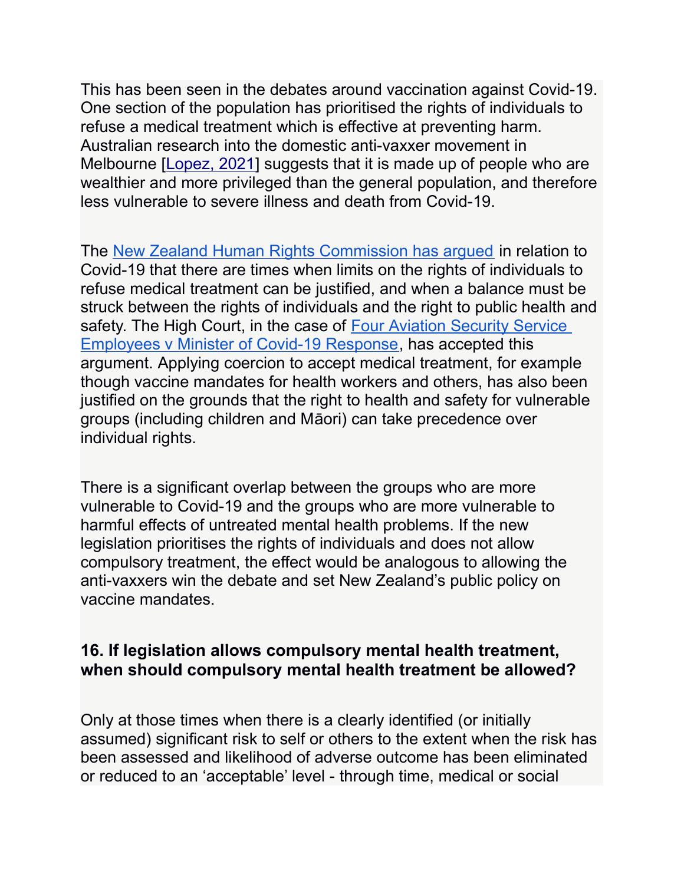This has been seen in the debates around vaccination against Covid-19. One section of the population has prioritised the rights of individuals to refuse a medical treatment which is effective at preventing harm. Australian research into the domestic anti-vaxxer movement in Melbourne [Lopez, 2021] suggests that it is made up of people who are wealthier and more privileged than the general population, and therefore less vulnerable to severe illness and death from Covid-19.

The New Zealand Human Rights Commission has argued in relation to Covid-19 that there are times when limits on the rights of individuals to refuse medical treatment can be justified, and when a balance must be struck between the rights of individuals and the right to public health and safety. The High Court, in the case of Four Aviation Security Service Employees v Minister of Covid-19 Response, has accepted this argument. Applying coercion to accept medical treatment, for example though vaccine mandates for health workers and others, has also been justified on the grounds that the right to health and safety for vulnerable groups (including children and Māori) can take precedence over individual rights.

There is a significant overlap between the groups who are more vulnerable to Covid-19 and the groups who are more vulnerable to harmful effects of untreated mental health problems. If the new legislation prioritises the rights of individuals and does not allow compulsory treatment, the effect would be analogous to allowing the anti-vaxxers win the debate and set New Zealand's public policy on vaccine mandates.

### 16. If legislation allows compulsory mental health treatment, when should compulsory mental health treatment be allowed?

Only at those times when there is a clearly identified (or initially assumed) significant risk to self or others to the extent when the risk has been assessed and likelihood of adverse outcome has been eliminated or reduced to an 'acceptable' level - through time, medical or social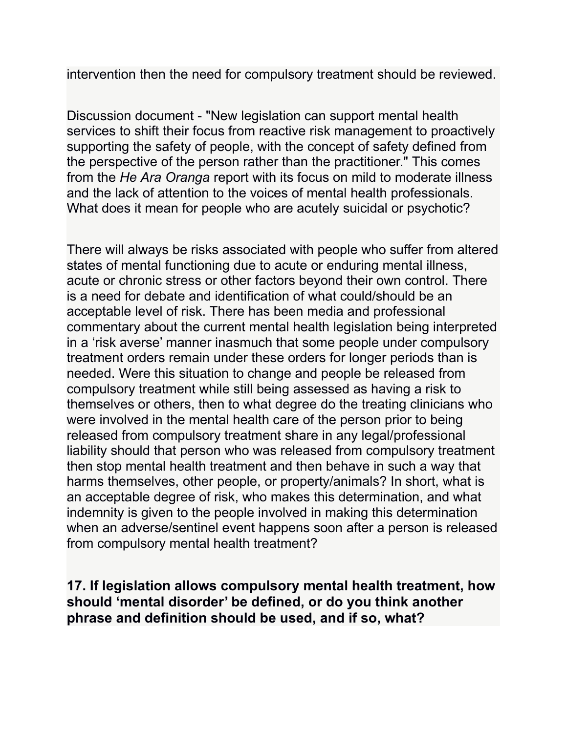intervention then the need for compulsory treatment should be reviewed.

Discussion document - "New legislation can support mental health services to shift their focus from reactive risk management to proactively supporting the safety of people, with the concept of safety defined from the perspective of the person rather than the practitioner." This comes from the *He Ara Oranga* report with its focus on mild to moderate illness and the lack of attention to the voices of mental health professionals. What does it mean for people who are acutely suicidal or psychotic?

There will always be risks associated with people who suffer from altered states of mental functioning due to acute or enduring mental illness, acute or chronic stress or other factors beyond their own control. There is a need for debate and identification of what could/should be an acceptable level of risk. There has been media and professional commentary about the current mental health legislation being interpreted in a 'risk averse' manner inasmuch that some people under compulsory treatment orders remain under these orders for longer periods than is needed. Were this situation to change and people be released from compulsory treatment while still being assessed as having a risk to themselves or others, then to what degree do the treating clinicians who were involved in the mental health care of the person prior to being released from compulsory treatment share in any legal/professional liability should that person who was released from compulsory treatment then stop mental health treatment and then behave in such a way that harms themselves, other people, or property/animals? In short, what is an acceptable degree of risk, who makes this determination, and what indemnity is given to the people involved in making this determination when an adverse/sentinel event happens soon after a person is released from compulsory mental health treatment?

**17. If legislation allows compulsory mental health treatment, how should 'mental disorder' be defined, or do you think another phrase and definition should be used, and if so, what?**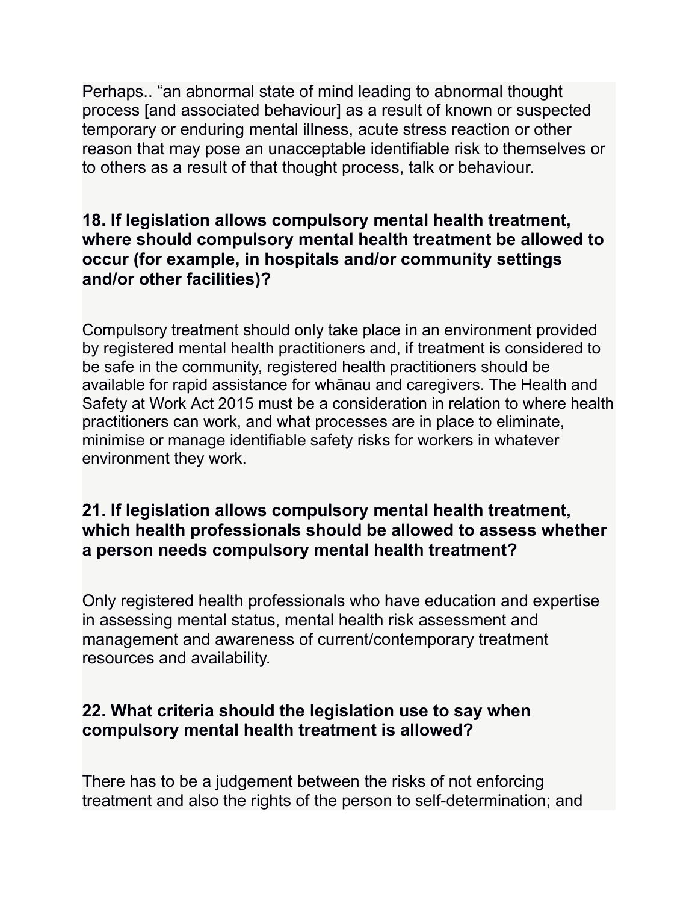Perhaps.. “an abnormal state of mind leading to abnormal thought process [and associated behaviour] as a result of known or suspected temporary or enduring mental illness, acute stress reaction or other reason that may pose an unacceptable identifiable risk to themselves or to others as a result of that thought process, talk or behaviour.

### 18. If legislation allows compulsory mental health treatment, where should compulsory mental health treatment be allowed to occur (for example, in hospitals and/or community settings and/or other facilities)?

Compulsory treatment should only take place in an environment provided by registered mental health practitioners and, if treatment is considered to be safe in the community, registered health practitioners should be available for rapid assistance for whānau and caregivers. The Health and Safety at Work Act 2015 must be a consideration in relation to where health practitioners can work, and what processes are in place to eliminate, minimise or manage identifiable safety risks for workers in whatever environment they work.

### 21. If legislation allows compulsory mental health treatment, which health professionals should be allowed to assess whether a person needs compulsory mental health treatment?

Only registered health professionals who have education and expertise in assessing mental status, mental health risk assessment and management and awareness of current/contemporary treatment resources and availability.

### 22. What criteria should the legislation use to say when compulsory mental health treatment is allowed?

There has to be a judgement between the risks of not enforcing treatment and also the rights of the person to self-determination; and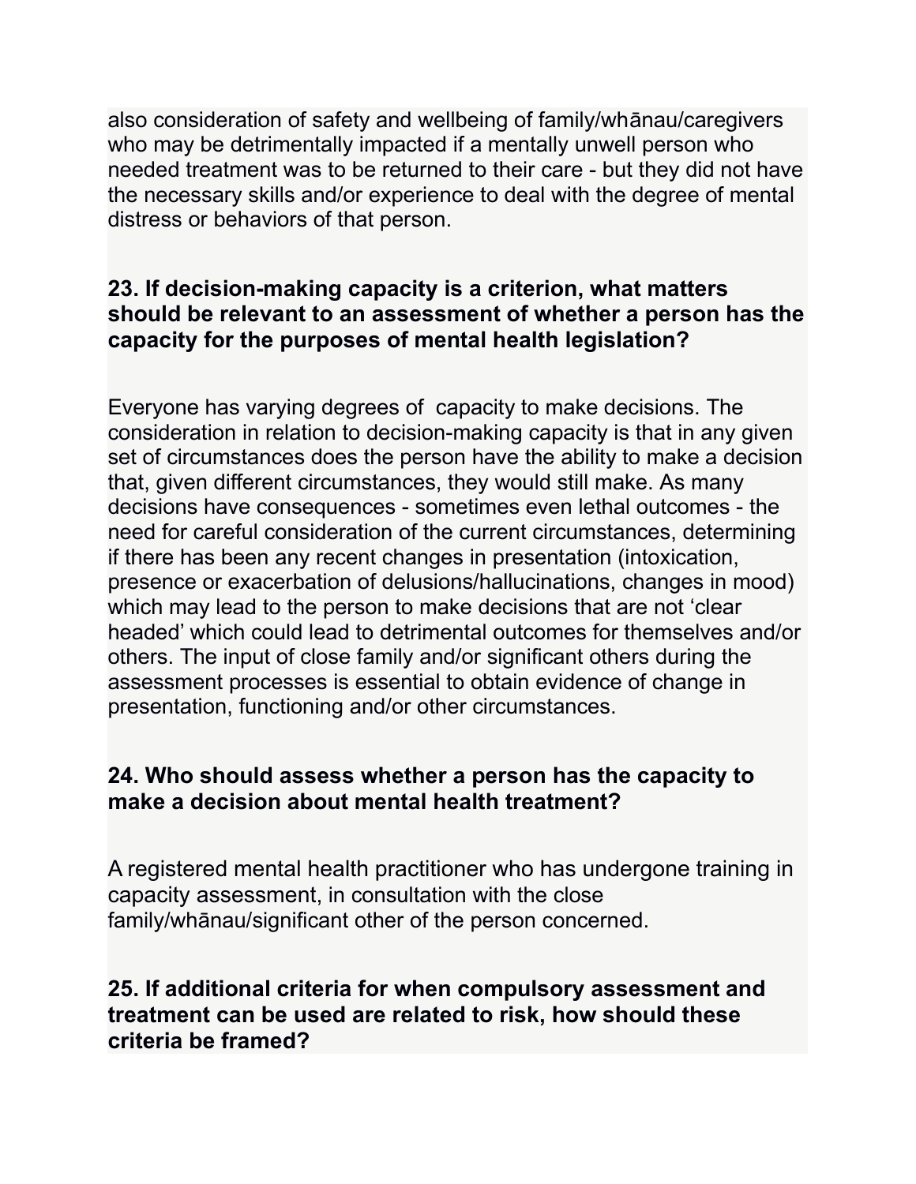also consideration of safety and wellbeing of family/whānau/caregivers who may be detrimentally impacted if a mentally unwell person who needed treatment was to be returned to their care - but they did not have the necessary skills and/or experience to deal with the degree of mental distress or behaviors of that person.

**23. If decision-making capacity is a criterion, what matters should be relevant to an assessment of whether a person has the capacity for the purposes of mental health legislation?**

Everyone has varying degrees of capacity to make decisions. The consideration in relation to decision-making capacity is that in any given set of circumstances does the person have the ability to make a decision that, given different circumstances, they would still make. As many decisions have consequences - sometimes even lethal outcomes - the need for careful consideration of the current circumstances, determining if there has been any recent changes in presentation (intoxication, presence or exacerbation of delusions/hallucinations, changes in mood) which may lead to the person to make decisions that are not 'clear headed' which could lead to detrimental outcomes for themselves and/or others. The input of close family and/or significant others during the assessment processes is essential to obtain evidence of change in presentation, functioning and/or other circumstances.

**24. Who should assess whether a person has the capacity to make a decision about mental health treatment?**

A registered mental health practitioner who has undergone training in capacity assessment, in consultation with the close family/whānau/significant other of the person concerned.

**25. If additional criteria for when compulsory assessment and treatment can be used are related to risk, how should these criteria be framed?**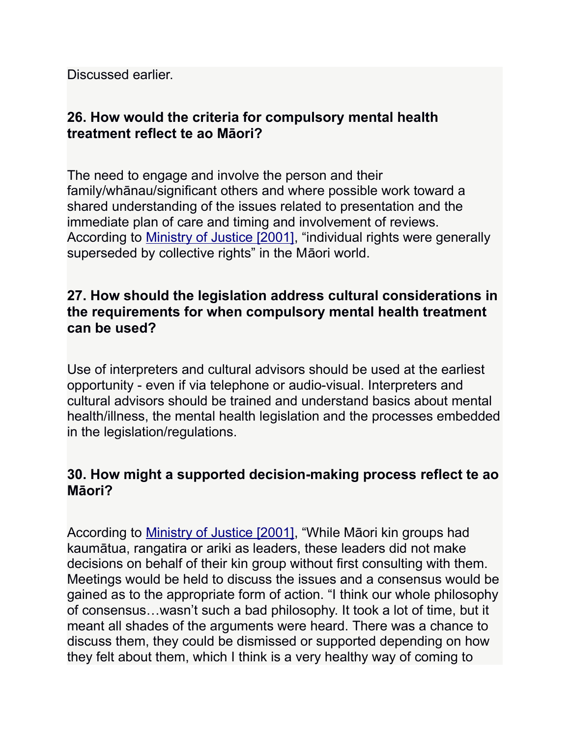Discussed earlier.

### 26. How would the criteria for compulsory mental health treatment reflect te ao Māori?

The need to engage and involve the person and their family/whānau/significant others and where possible work toward a shared understanding of the issues related to presentation and the immediate plan of care and timing and involvement of reviews. According to [Ministry of Justice [2001]](), "individual rights were generally superseded by collective rights" in the Māori world.

### 27. How should the legislation address cultural considerations in the requirements for when compulsory mental health treatment can be used?

Use of interpreters and cultural advisors should be used at the earliest opportunity - even if via telephone or audio-visual. Interpreters and cultural advisors should be trained and understand basics about mental health/illness, the mental health legislation and the processes embedded in the legislation/regulations.

### 30. How might a supported decision-making process reflect te ao Māori?

According to [Ministry of Justice [2001]](), "While Māori kin groups had kaumātua, rangatira or ariki as leaders, these leaders did not make decisions on behalf of their kin group without first consulting with them. Meetings would be held to discuss the issues and a consensus would be gained as to the appropriate form of action. "I think our whole philosophy of consensus…wasn't such a bad philosophy. It took a lot of time, but it meant all shades of the arguments were heard. There was a chance to discuss them, they could be dismissed or supported depending on how they felt about them, which I think is a very healthy way of coming to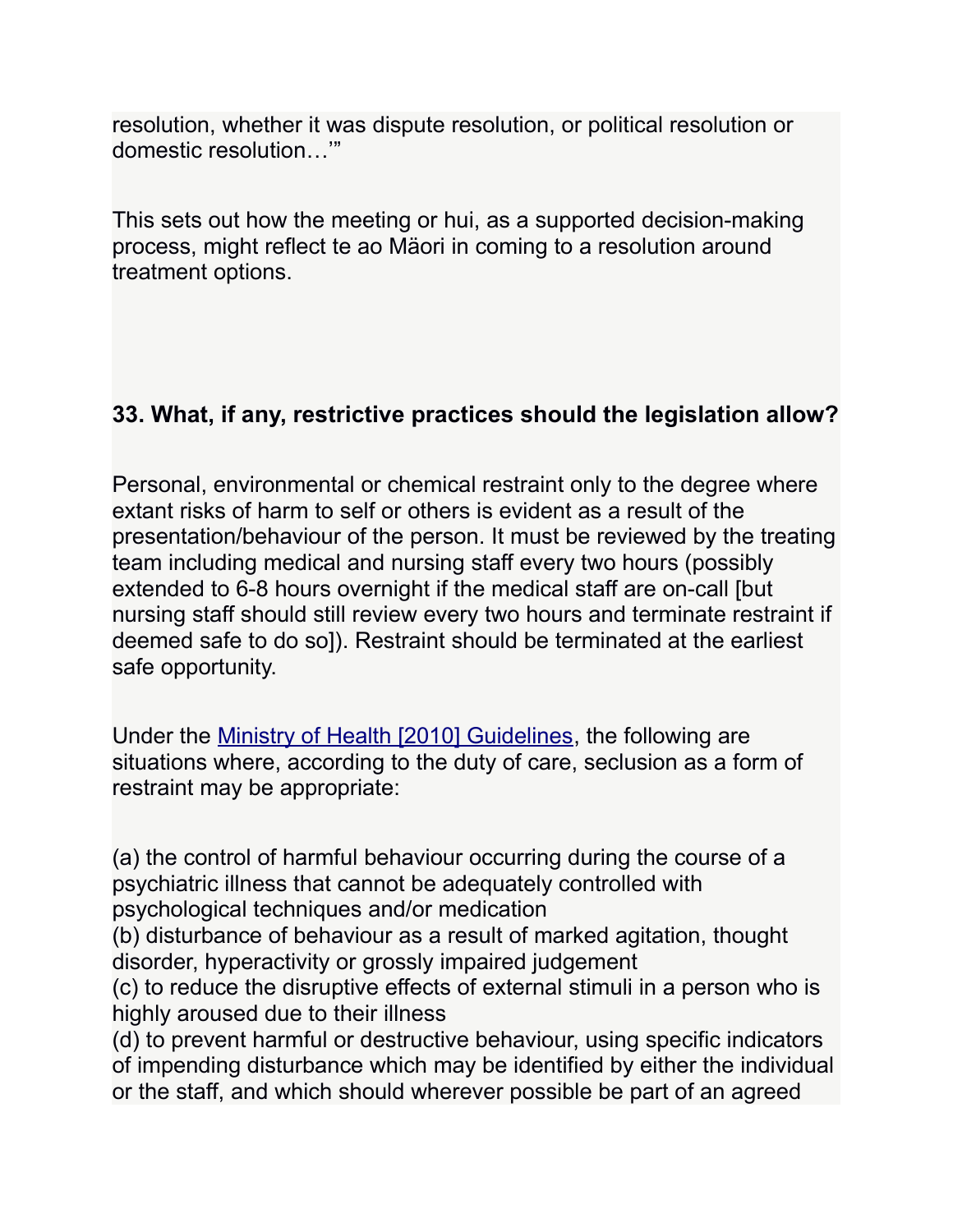resolution, whether it was dispute resolution, or political resolution or domestic resolution…'"

This sets out how the meeting or hui, as a supported decision-making process, might reflect te ao Mäori in coming to a resolution around treatment options.

**33. What, if any, restrictive practices should the legislation allow?**

Personal, environmental or chemical restraint only to the degree where extant risks of harm to self or others is evident as a result of the presentation/behaviour of the person. It must be reviewed by the treating team including medical and nursing staff every two hours (possibly extended to 6-8 hours overnight if the medical staff are on-call [but nursing staff should still review every two hours and terminate restraint if deemed safe to do so]). Restraint should be terminated at the earliest safe opportunity.

Under the [Ministry of Health [2010] Guidelines](), the following are situations where, according to the duty of care, seclusion as a form of restraint may be appropriate:

(a) the control of harmful behaviour occurring during the course of a psychiatric illness that cannot be adequately controlled with psychological techniques and/or medication
(b) disturbance of behaviour as a result of marked agitation, thought disorder, hyperactivity or grossly impaired judgement
(c) to reduce the disruptive effects of external stimuli in a person who is highly aroused due to their illness
(d) to prevent harmful or destructive behaviour, using specific indicators of impending disturbance which may be identified by either the individual or the staff, and which should wherever possible be part of an agreed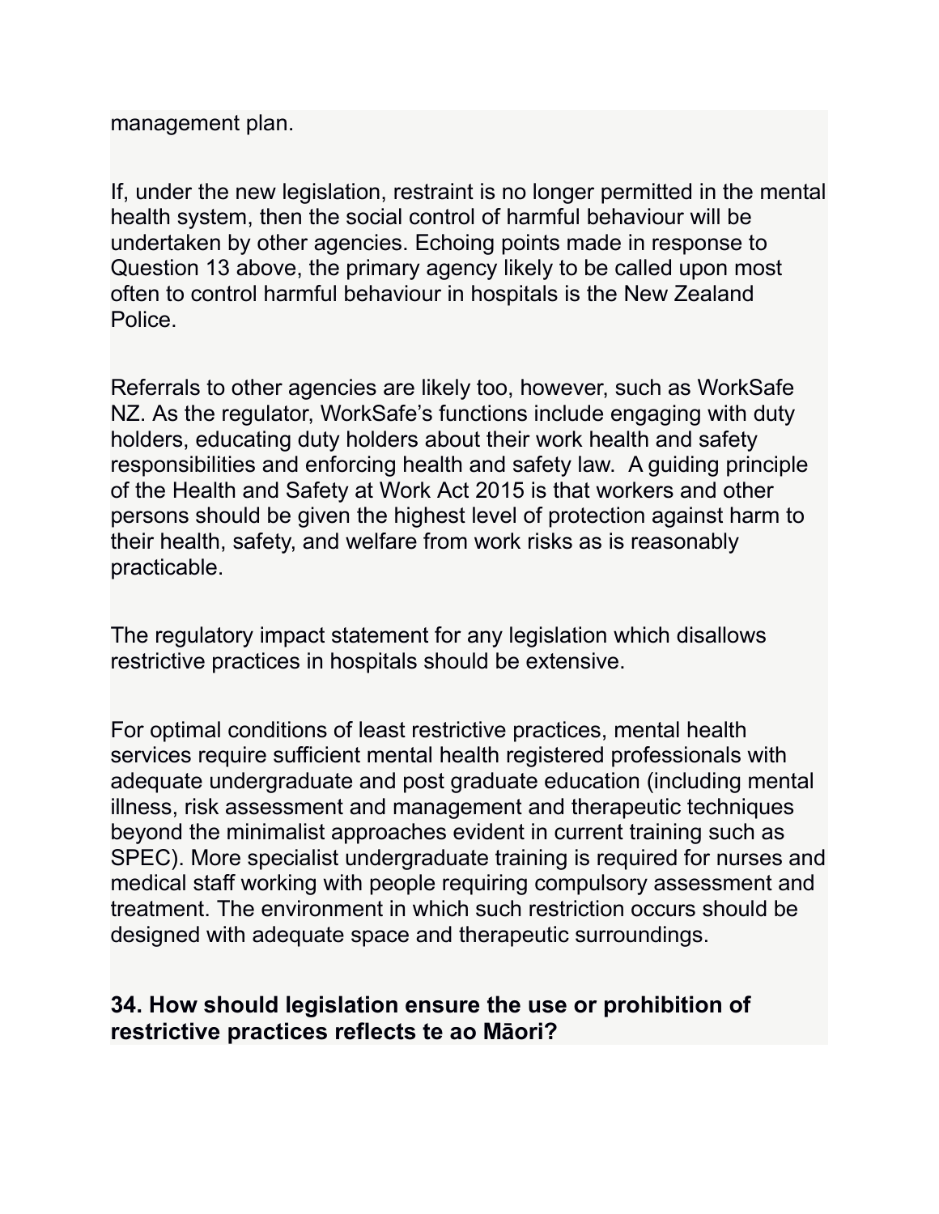management plan.

If, under the new legislation, restraint is no longer permitted in the mental health system, then the social control of harmful behaviour will be undertaken by other agencies. Echoing points made in response to Question 13 above, the primary agency likely to be called upon most often to control harmful behaviour in hospitals is the New Zealand Police.

Referrals to other agencies are likely too, however, such as WorkSafe NZ. As the regulator, WorkSafe's functions include engaging with duty holders, educating duty holders about their work health and safety responsibilities and enforcing health and safety law. A guiding principle of the Health and Safety at Work Act 2015 is that workers and other persons should be given the highest level of protection against harm to their health, safety, and welfare from work risks as is reasonably practicable.

The regulatory impact statement for any legislation which disallows restrictive practices in hospitals should be extensive.

For optimal conditions of least restrictive practices, mental health services require sufficient mental health registered professionals with adequate undergraduate and post graduate education (including mental illness, risk assessment and management and therapeutic techniques beyond the minimalist approaches evident in current training such as SPEC). More specialist undergraduate training is required for nurses and medical staff working with people requiring compulsory assessment and treatment. The environment in which such restriction occurs should be designed with adequate space and therapeutic surroundings.

**34. How should legislation ensure the use or prohibition of restrictive practices reflects te ao Māori?**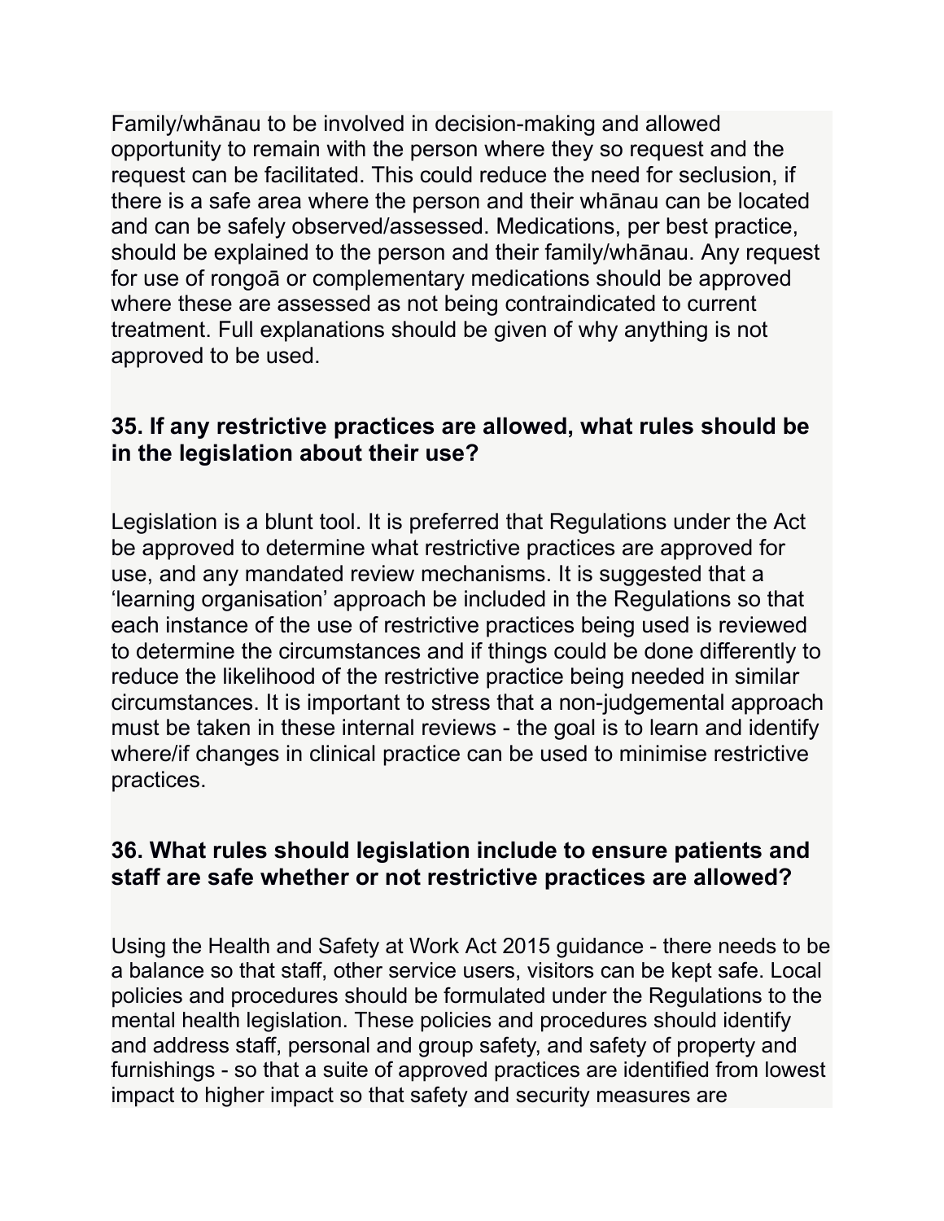Family/whānau to be involved in decision-making and allowed opportunity to remain with the person where they so request and the request can be facilitated. This could reduce the need for seclusion, if there is a safe area where the person and their whānau can be located and can be safely observed/assessed. Medications, per best practice, should be explained to the person and their family/whānau. Any request for use of rongoā or complementary medications should be approved where these are assessed as not being contraindicated to current treatment. Full explanations should be given of why anything is not approved to be used.

### 35. If any restrictive practices are allowed, what rules should be in the legislation about their use?

Legislation is a blunt tool. It is preferred that Regulations under the Act be approved to determine what restrictive practices are approved for use, and any mandated review mechanisms. It is suggested that a 'learning organisation' approach be included in the Regulations so that each instance of the use of restrictive practices being used is reviewed to determine the circumstances and if things could be done differently to reduce the likelihood of the restrictive practice being needed in similar circumstances. It is important to stress that a non-judgemental approach must be taken in these internal reviews - the goal is to learn and identify where/if changes in clinical practice can be used to minimise restrictive practices.

### 36. What rules should legislation include to ensure patients and staff are safe whether or not restrictive practices are allowed?

Using the Health and Safety at Work Act 2015 guidance - there needs to be a balance so that staff, other service users, visitors can be kept safe. Local policies and procedures should be formulated under the Regulations to the mental health legislation. These policies and procedures should identify and address staff, personal and group safety, and safety of property and furnishings - so that a suite of approved practices are identified from lowest impact to higher impact so that safety and security measures are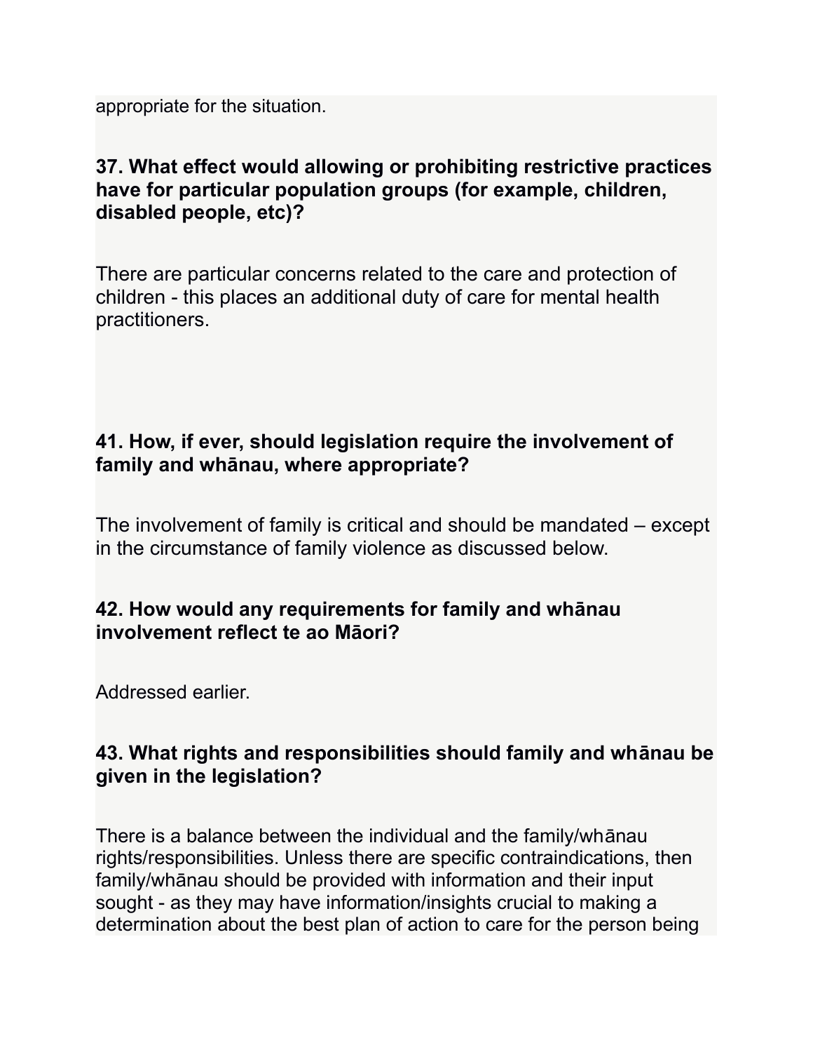appropriate for the situation.

**37. What effect would allowing or prohibiting restrictive practices have for particular population groups (for example, children, disabled people, etc)?**

There are particular concerns related to the care and protection of children - this places an additional duty of care for mental health practitioners.

**41. How, if ever, should legislation require the involvement of family and whānau, where appropriate?**

The involvement of family is critical and should be mandated – except in the circumstance of family violence as discussed below.

**42. How would any requirements for family and whānau involvement reflect te ao Māori?**

Addressed earlier.

**43. What rights and responsibilities should family and whānau be given in the legislation?**

There is a balance between the individual and the family/whānau rights/responsibilities. Unless there are specific contraindications, then family/whānau should be provided with information and their input sought - as they may have information/insights crucial to making a determination about the best plan of action to care for the person being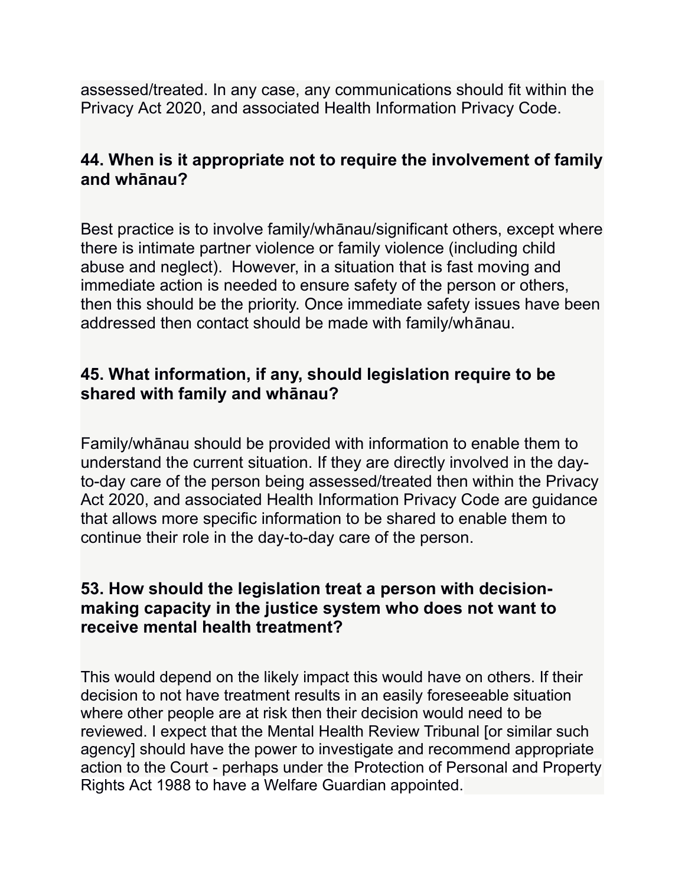assessed/treated. In any case, any communications should fit within the Privacy Act 2020, and associated Health Information Privacy Code.

### 44. When is it appropriate not to require the involvement of family and whānau?

Best practice is to involve family/whānau/significant others, except where there is intimate partner violence or family violence (including child abuse and neglect).  However, in a situation that is fast moving and immediate action is needed to ensure safety of the person or others, then this should be the priority. Once immediate safety issues have been addressed then contact should be made with family/whānau.

### 45. What information, if any, should legislation require to be shared with family and whānau?

Family/whānau should be provided with information to enable them to understand the current situation. If they are directly involved in the day-to-day care of the person being assessed/treated then within the Privacy Act 2020, and associated Health Information Privacy Code are guidance that allows more specific information to be shared to enable them to continue their role in the day-to-day care of the person.

### 53. How should the legislation treat a person with decision-making capacity in the justice system who does not want to receive mental health treatment?

This would depend on the likely impact this would have on others. If their decision to not have treatment results in an easily foreseeable situation where other people are at risk then their decision would need to be reviewed. I expect that the Mental Health Review Tribunal [or similar such agency] should have the power to investigate and recommend appropriate action to the Court - perhaps under the Protection of Personal and Property Rights Act 1988 to have a Welfare Guardian appointed.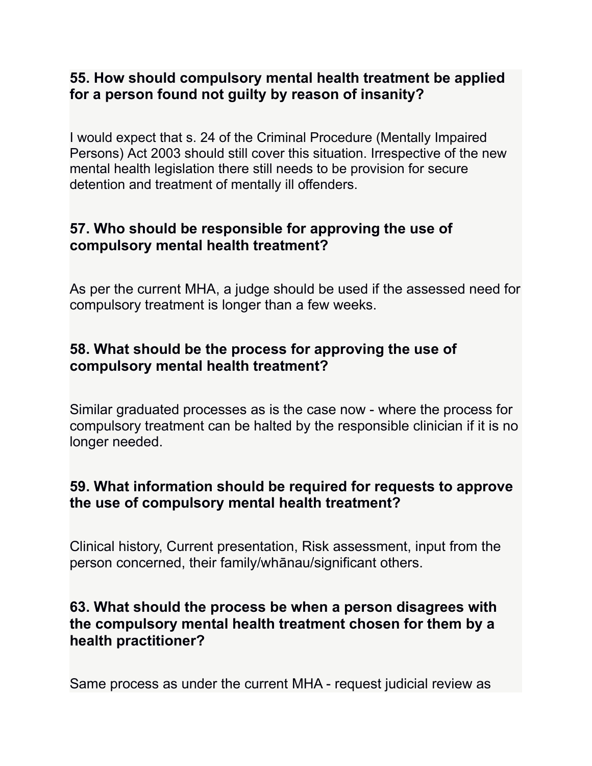**55. How should compulsory mental health treatment be applied for a person found not guilty by reason of insanity?**

I would expect that s. 24 of the Criminal Procedure (Mentally Impaired Persons) Act 2003 should still cover this situation. Irrespective of the new mental health legislation there still needs to be provision for secure detention and treatment of mentally ill offenders.

**57. Who should be responsible for approving the use of compulsory mental health treatment?**

As per the current MHA, a judge should be used if the assessed need for compulsory treatment is longer than a few weeks.

**58. What should be the process for approving the use of compulsory mental health treatment?**

Similar graduated processes as is the case now - where the process for compulsory treatment can be halted by the responsible clinician if it is no longer needed.

**59. What information should be required for requests to approve the use of compulsory mental health treatment?**

Clinical history, Current presentation, Risk assessment, input from the person concerned, their family/whānau/significant others.

**63. What should the process be when a person disagrees with the compulsory mental health treatment chosen for them by a health practitioner?**

Same process as under the current MHA - request judicial review as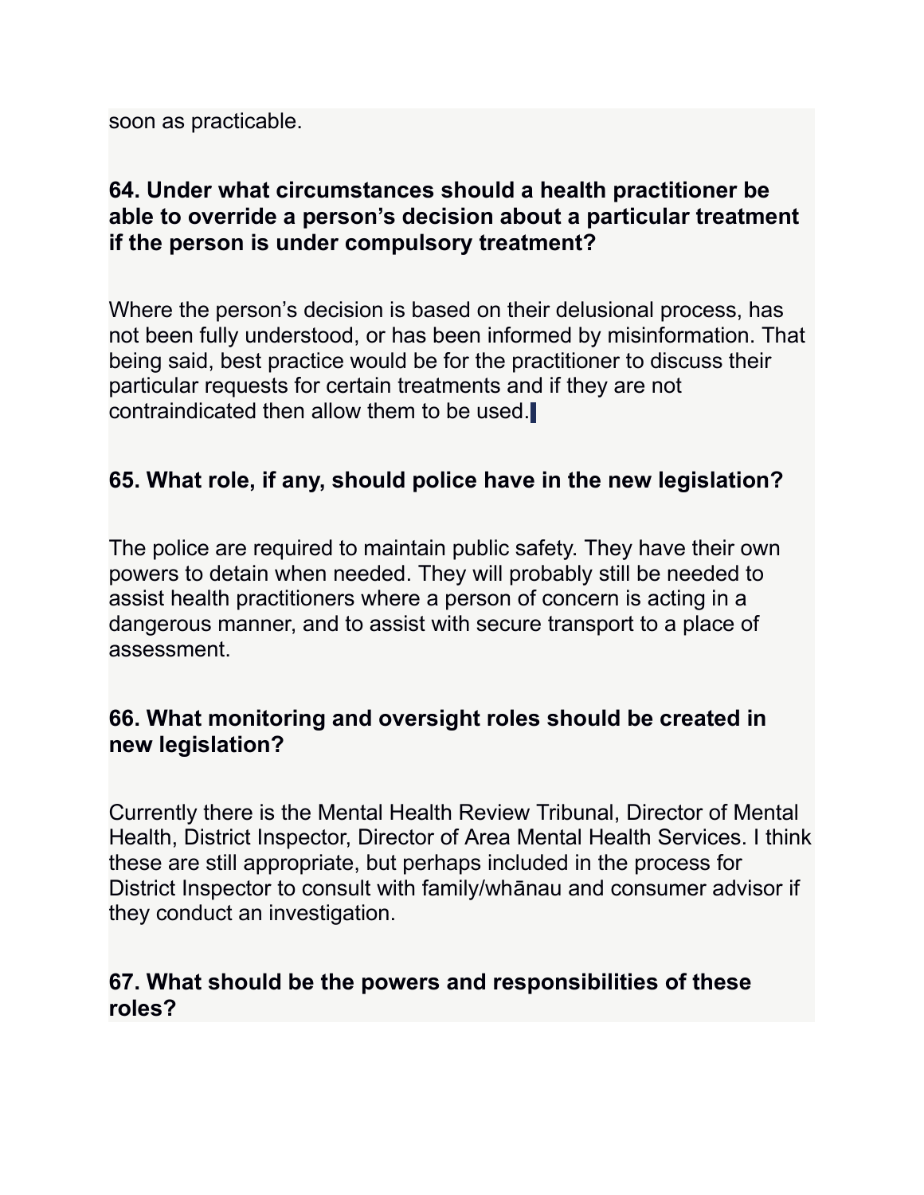soon as practicable.

**64. Under what circumstances should a health practitioner be able to override a person's decision about a particular treatment if the person is under compulsory treatment?**

Where the person's decision is based on their delusional process, has not been fully understood, or has been informed by misinformation. That being said, best practice would be for the practitioner to discuss their particular requests for certain treatments and if they are not contraindicated then allow them to be used.

**65. What role, if any, should police have in the new legislation?**

The police are required to maintain public safety. They have their own powers to detain when needed. They will probably still be needed to assist health practitioners where a person of concern is acting in a dangerous manner, and to assist with secure transport to a place of assessment.

**66. What monitoring and oversight roles should be created in new legislation?**

Currently there is the Mental Health Review Tribunal, Director of Mental Health, District Inspector, Director of Area Mental Health Services. I think these are still appropriate, but perhaps included in the process for District Inspector to consult with family/whānau and consumer advisor if they conduct an investigation.

**67. What should be the powers and responsibilities of these roles?**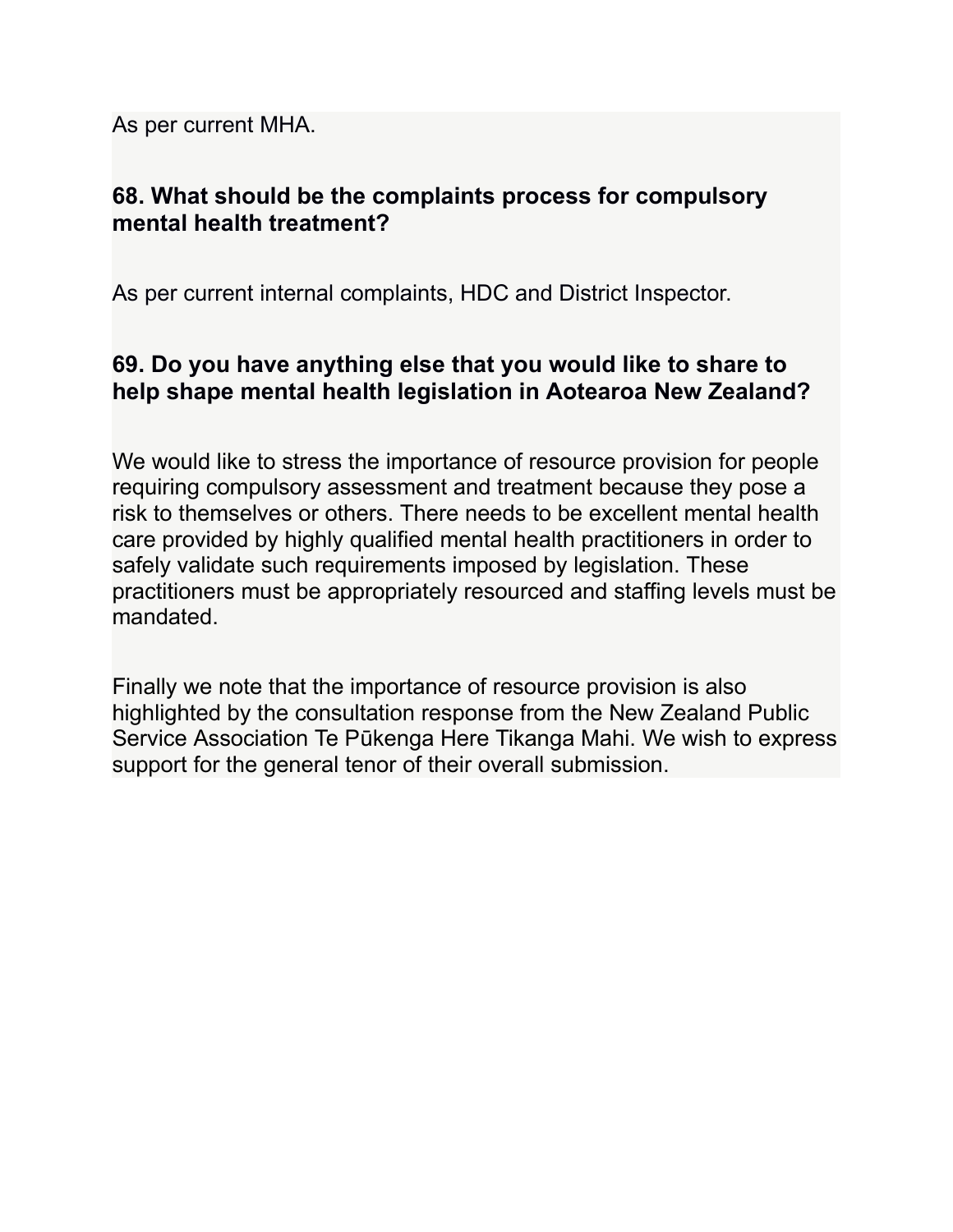As per current MHA.

**68. What should be the complaints process for compulsory mental health treatment?**

As per current internal complaints, HDC and District Inspector.

**69. Do you have anything else that you would like to share to help shape mental health legislation in Aotearoa New Zealand?**

We would like to stress the importance of resource provision for people requiring compulsory assessment and treatment because they pose a risk to themselves or others. There needs to be excellent mental health care provided by highly qualified mental health practitioners in order to safely validate such requirements imposed by legislation. These practitioners must be appropriately resourced and staffing levels must be mandated.

Finally we note that the importance of resource provision is also highlighted by the consultation response from the New Zealand Public Service Association Te Pūkenga Here Tikanga Mahi. We wish to express support for the general tenor of their overall submission.